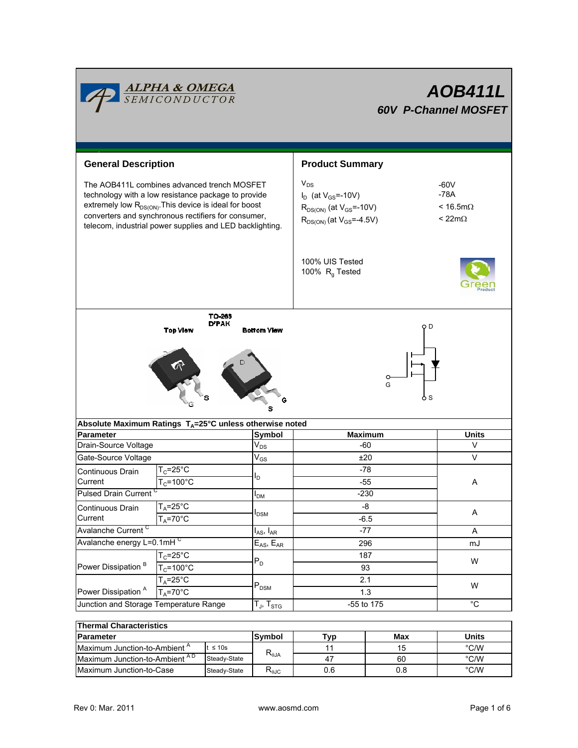# AOB411L

## 60V P-Channel MOSFET

## General Description

The AOB411L combines advanced trench MOSFET technology with a low resistance package to provide extremely low $R_{DS(ON)}$. This device is ideal for boost converters and synchronous rectifiers for consumer, telecom, industrial power supplies and LED backlighting.

## Product Summary

| | |
|---|---|
| $V_{DS}$ | -60V |
| $I_D$ (at $V_{GS}$=-10V) | -78A |
| $R_{DS(ON)}$ (at $V_{GS}$=-10V) | < 16.5mΩ |
| $R_{DS(ON)}$ (at $V_{GS}$=-4.5V) | < 22mΩ |

100% UIS Tested
100% $R_g$ Tested

TO-263
D²PAK

Top View — Bottom View

D, G, S

## Absolute Maximum Ratings $T_A$=25°C unless otherwise noted

| Parameter | | Symbol | Maximum | Units |
|---|---|---|---|---|
| Drain-Source Voltage | | $V_{DS}$ | -60 | V |
| Gate-Source Voltage | | $V_{GS}$ | ±20 | V |
| Continuous Drain Current | $T_C$=25°C | $I_D$ | -78 | A |
| | $T_C$=100°C | | -55 | |
| Pulsed Drain Current [C] | | $I_{DM}$ | -230 | |
| Continuous Drain Current | $T_A$=25°C | $I_{DSM}$ | -8 | A |
| | $T_A$=70°C | | -6.5 | |
| Avalanche Current [C] | | $I_{AS}$, $I_{AR}$ | -77 | A |
| Avalanche energy L=0.1mH [C] | | $E_{AS}$, $E_{AR}$ | 296 | mJ |
| Power Dissipation [B] | $T_C$=25°C | $P_D$ | 187 | W |
| | $T_C$=100°C | | 93 | |
| Power Dissipation [A] | $T_A$=25°C | $P_{DSM}$ | 2.1 | W |
| | $T_A$=70°C | | 1.3 | |
| Junction and Storage Temperature Range | | $T_J$, $T_{STG}$ | -55 to 175 | °C |

## Thermal Characteristics

| Parameter | | Symbol | Typ | Max | Units |
|---|---|---|---|---|---|
| Maximum Junction-to-Ambient [A] | t ≤ 10s | $R_{\theta JA}$ | 11 | 15 | °C/W |
| Maximum Junction-to-Ambient [A D] | Steady-State | | 47 | 60 | °C/W |
| Maximum Junction-to-Case | Steady-State | $R_{\theta JC}$ | 0.6 | 0.8 | °C/W |

Rev 0: Mar. 2011 www.aosmd.com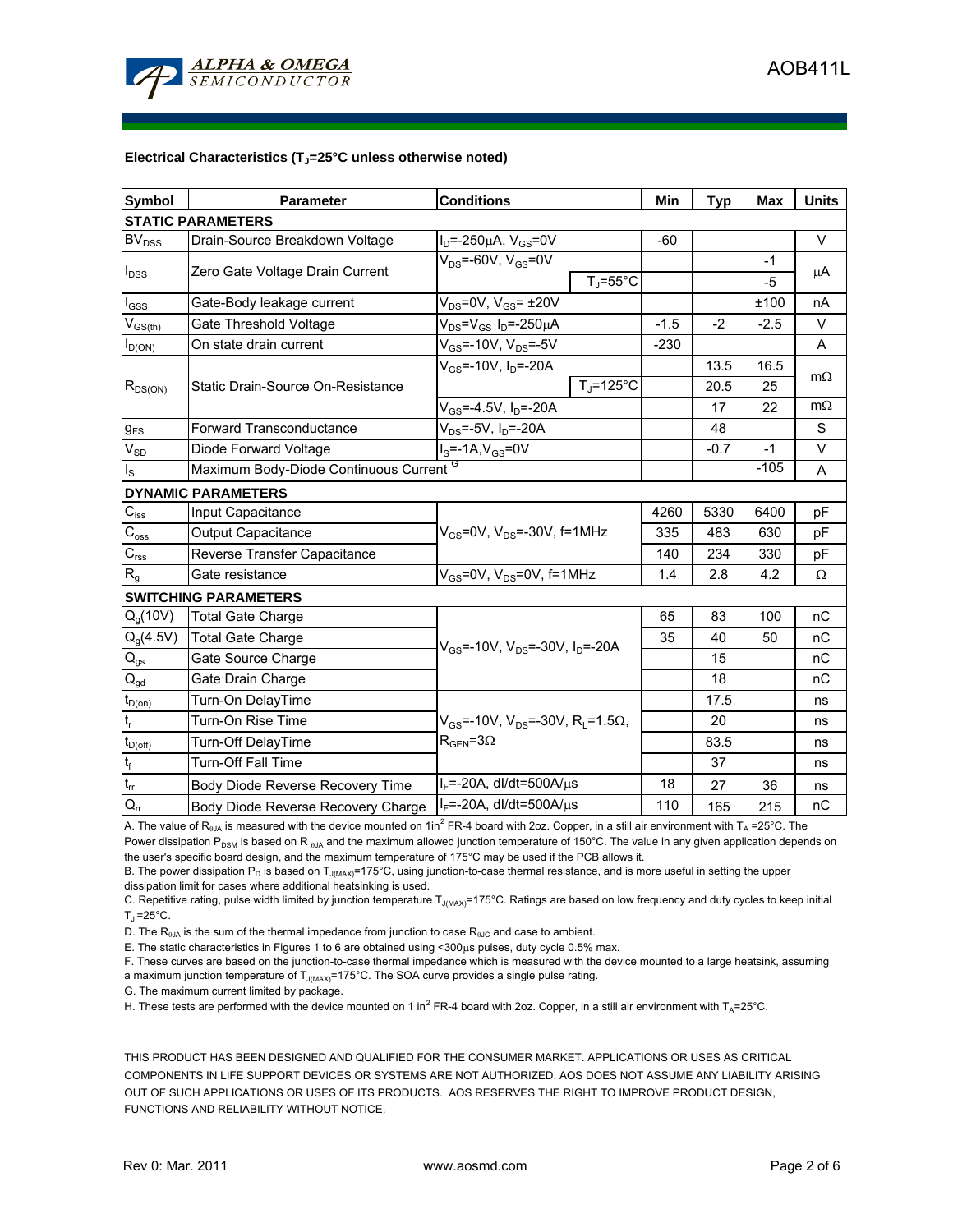### Electrical Characteristics ($T_J$=25°C unless otherwise noted)

| Symbol | Parameter | Conditions | Min | Typ | Max | Units |
|---|---|---|---|---|---|---|
| **STATIC PARAMETERS** | | | | | | |
| $BV_{DSS}$ | Drain-Source Breakdown Voltage | $I_D$=-250µA, $V_{GS}$=0V | -60 | | | V |
| $I_{DSS}$ | Zero Gate Voltage Drain Current | $V_{DS}$=-60V, $V_{GS}$=0V | | | -1 | µA |
| | | $T_J$=55°C | | | -5 | |
| $I_{GSS}$ | Gate-Body leakage current | $V_{DS}$=0V, $V_{GS}$= ±20V | | | ±100 | nA |
| $V_{GS(th)}$ | Gate Threshold Voltage | $V_{DS}$=$V_{GS}$ $I_D$=-250µA | -1.5 | -2 | -2.5 | V |
| $I_{D(ON)}$ | On state drain current | $V_{GS}$=-10V, $V_{DS}$=-5V | -230 | | | A |
| $R_{DS(ON)}$ | Static Drain-Source On-Resistance | $V_{GS}$=-10V, $I_D$=-20A | | 13.5 | 16.5 | mΩ |
| | | $T_J$=125°C | | 20.5 | 25 | |
| | | $V_{GS}$=-4.5V, $I_D$=-20A | | 17 | 22 | mΩ |
| $g_{FS}$ | Forward Transconductance | $V_{DS}$=-5V, $I_D$=-20A | | 48 | | S |
| $V_{SD}$ | Diode Forward Voltage | $I_S$=-1A,$V_{GS}$=0V | | -0.7 | -1 | V |
| $I_S$ | Maximum Body-Diode Continuous Current [G] | | | | -105 | A |
| **DYNAMIC PARAMETERS** | | | | | | |
| $C_{iss}$ | Input Capacitance | $V_{GS}$=0V, $V_{DS}$=-30V, f=1MHz | 4260 | 5330 | 6400 | pF |
| $C_{oss}$ | Output Capacitance | | 335 | 483 | 630 | pF |
| $C_{rss}$ | Reverse Transfer Capacitance | | 140 | 234 | 330 | pF |
| $R_g$ | Gate resistance | $V_{GS}$=0V, $V_{DS}$=0V, f=1MHz | 1.4 | 2.8 | 4.2 | Ω |
| **SWITCHING PARAMETERS** | | | | | | |
| $Q_g$(10V) | Total Gate Charge | $V_{GS}$=-10V, $V_{DS}$=-30V, $I_D$=-20A | 65 | 83 | 100 | nC |
| $Q_g$(4.5V) | Total Gate Charge | | 35 | 40 | 50 | nC |
| $Q_{gs}$ | Gate Source Charge | | | 15 | | nC |
| $Q_{gd}$ | Gate Drain Charge | | | 18 | | nC |
| $t_{D(on)}$ | Turn-On DelayTime | $V_{GS}$=-10V, $V_{DS}$=-30V, $R_L$=1.5Ω, $R_{GEN}$=3Ω | | 17.5 | | ns |
| $t_r$ | Turn-On Rise Time | | | 20 | | ns |
| $t_{D(off)}$ | Turn-Off DelayTime | | | 83.5 | | ns |
| $t_f$ | Turn-Off Fall Time | | | 37 | | ns |
| $t_{rr}$ | Body Diode Reverse Recovery Time | $I_F$=-20A, dI/dt=500A/µs | 18 | 27 | 36 | ns |
| $Q_{rr}$ | Body Diode Reverse Recovery Charge | $I_F$=-20A, dI/dt=500A/µs | 110 | 165 | 215 | nC |

A. The value of $R_{\theta JA}$ is measured with the device mounted on 1in$^2$ FR-4 board with 2oz. Copper, in a still air environment with $T_A$ =25°C. The Power dissipation $P_{DSM}$ is based on $R_{\theta JA}$ and the maximum allowed junction temperature of 150°C. The value in any given application depends on the user's specific board design, and the maximum temperature of 175°C may be used if the PCB allows it.

B. The power dissipation $P_D$ is based on $T_{J(MAX)}$=175°C, using junction-to-case thermal resistance, and is more useful in setting the upper dissipation limit for cases where additional heatsinking is used.

C. Repetitive rating, pulse width limited by junction temperature $T_{J(MAX)}$=175°C. Ratings are based on low frequency and duty cycles to keep initial $T_J$ =25°C.

D. The $R_{\theta JA}$ is the sum of the thermal impedance from junction to case $R_{\theta JC}$ and case to ambient.

E. The static characteristics in Figures 1 to 6 are obtained using <300µs pulses, duty cycle 0.5% max.

F. These curves are based on the junction-to-case thermal impedance which is measured with the device mounted to a large heatsink, assuming a maximum junction temperature of $T_{J(MAX)}$=175°C. The SOA curve provides a single pulse rating.

G. The maximum current limited by package.

H. These tests are performed with the device mounted on 1 in$^2$ FR-4 board with 2oz. Copper, in a still air environment with $T_A$=25°C.

THIS PRODUCT HAS BEEN DESIGNED AND QUALIFIED FOR THE CONSUMER MARKET. APPLICATIONS OR USES AS CRITICAL COMPONENTS IN LIFE SUPPORT DEVICES OR SYSTEMS ARE NOT AUTHORIZED. AOS DOES NOT ASSUME ANY LIABILITY ARISING OUT OF SUCH APPLICATIONS OR USES OF ITS PRODUCTS. AOS RESERVES THE RIGHT TO IMPROVE PRODUCT DESIGN, FUNCTIONS AND RELIABILITY WITHOUT NOTICE.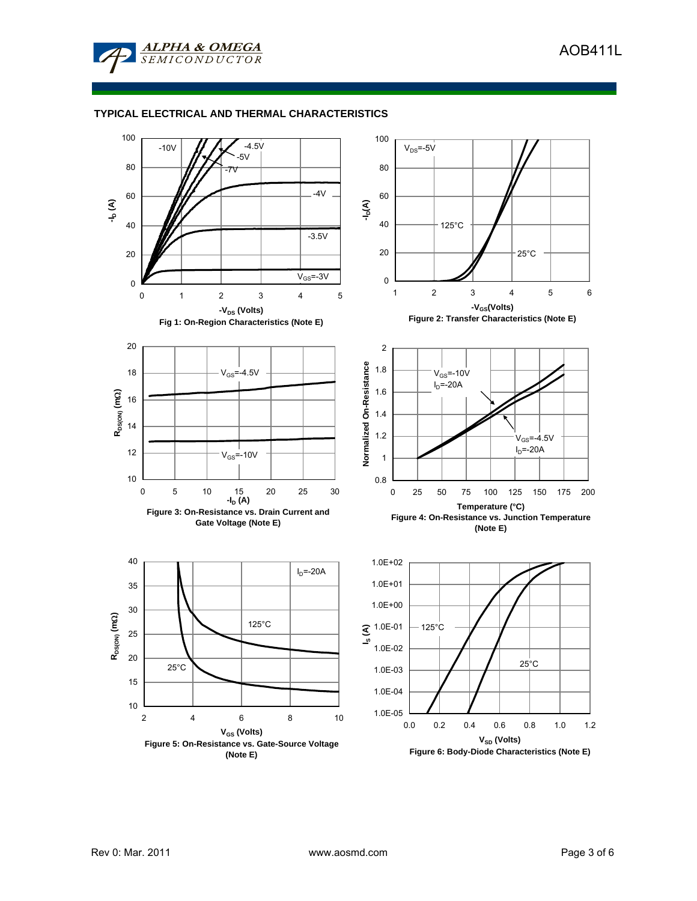## TYPICAL ELECTRICAL AND THERMAL CHARACTERISTICS

Fig 1: On-Region Characteristics (Note E)

Figure 2: Transfer Characteristics (Note E)

Figure 3: On-Resistance vs. Drain Current and Gate Voltage (Note E)

Figure 4: On-Resistance vs. Junction Temperature (Note E)

Figure 5: On-Resistance vs. Gate-Source Voltage (Note E)

Figure 6: Body-Diode Characteristics (Note E)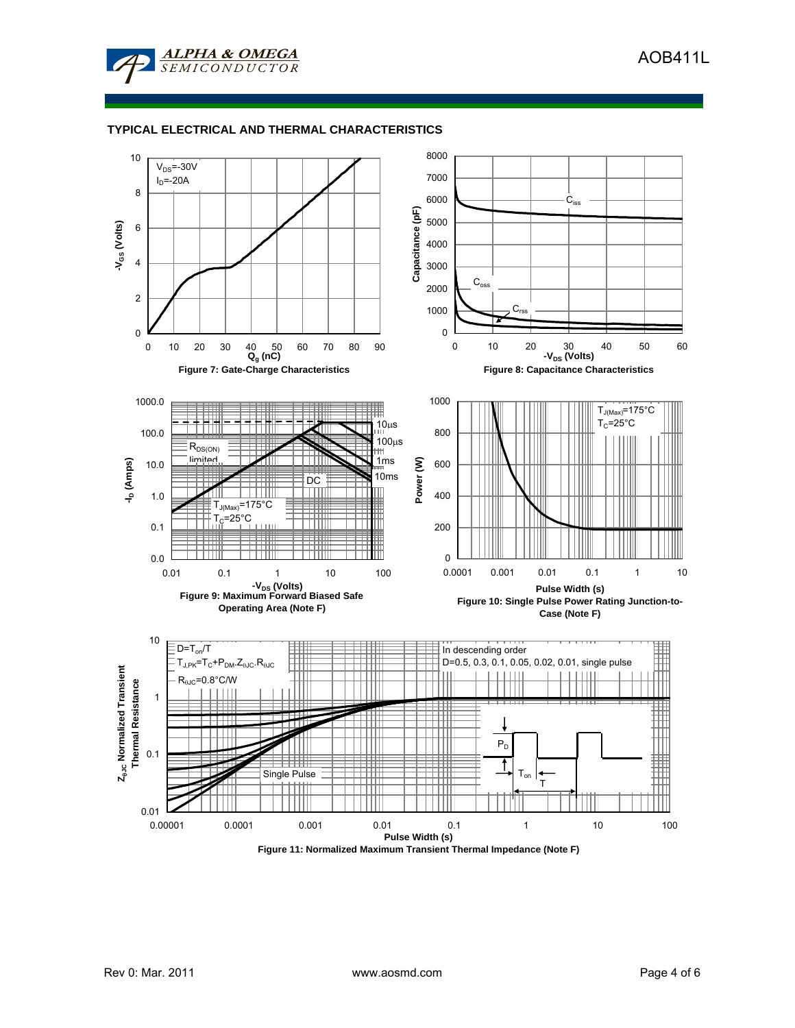## TYPICAL ELECTRICAL AND THERMAL CHARACTERISTICS

$V_{DS}$=-30V
$I_D$=-20A

$-V_{GS}$ (Volts)

$Q_g$ (nC)

Figure 7: Gate-Charge Characteristics

$C_{iss}$

$C_{oss}$

$C_{rss}$

Capacitance (pF)

$-V_{DS}$ (Volts)

Figure 8: Capacitance Characteristics

$R_{DS(ON)}$ limited

10µs

100µs

1ms

10ms

DC

$T_{J(Max)}$=175°C
$T_C$=25°C

$-I_D$ (Amps)

$-V_{DS}$ (Volts)

Figure 9: Maximum Forward Biased Safe Operating Area (Note F)

$T_{J(Max)}$=175°C
$T_C$=25°C

Power (W)

Pulse Width (s)

Figure 10: Single Pulse Power Rating Junction-to-Case (Note F)

D=$T_{on}$/T
$T_{J,PK}=T_C+P_{DM}.Z_{\theta JC}.R_{\theta JC}$
$R_{\theta JC}$=0.8°C/W

In descending order
D=0.5, 0.3, 0.1, 0.05, 0.02, 0.01, single pulse

Single Pulse

$P_D$

$T_{on}$

T

$Z_{\theta JC}$ Normalized Transient Thermal Resistance

Pulse Width (s)

Figure 11: Normalized Maximum Transient Thermal Impedance (Note F)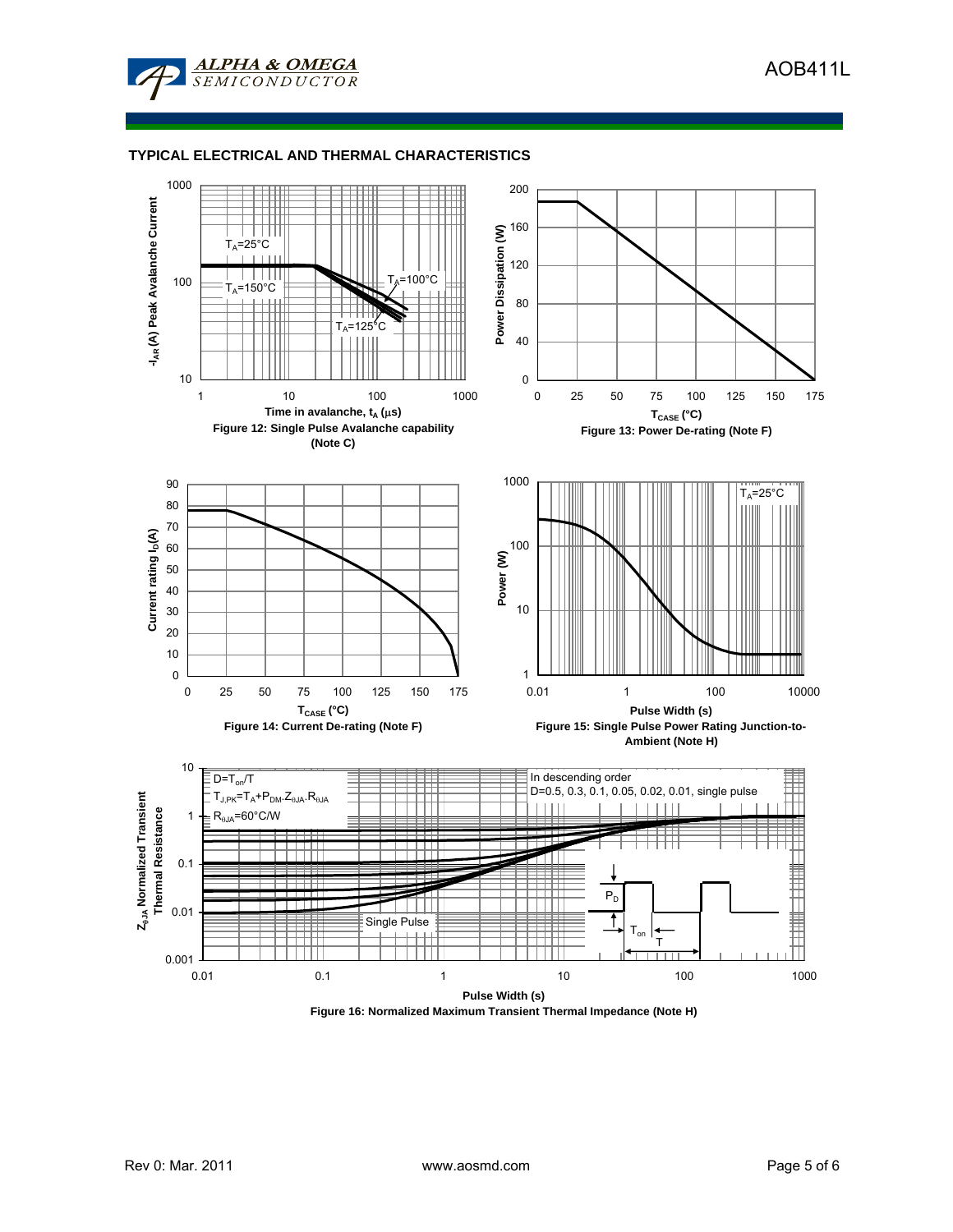## TYPICAL ELECTRICAL AND THERMAL CHARACTERISTICS

$T_A$=25°C

$T_A$=150°C

$T_A$=100°C

$T_A$=125°C

$-I_{AR}$ (A) Peak Avalanche Current

Time in avalanche, $t_A$ (μs)

Figure 12: Single Pulse Avalanche capability (Note C)

Power Dissipation (W)

$T_{CASE}$ (°C)

Figure 13: Power De-rating (Note F)

Current rating $I_D$(A)

$T_{CASE}$ (°C)

Figure 14: Current De-rating (Note F)

$T_A$=25°C

Power (W)

Pulse Width (s)

Figure 15: Single Pulse Power Rating Junction-to-Ambient (Note H)

D=$T_{on}$/T

$T_{J,PK}$=$T_A$+$P_{DM}$.$Z_{\theta JA}$.$R_{\theta JA}$

$R_{\theta JA}$=60°C/W

In descending order

D=0.5, 0.3, 0.1, 0.05, 0.02, 0.01, single pulse

Single Pulse

$P_D$

$T_{on}$

T

$Z_{\theta JA}$ Normalized Transient Thermal Resistance

Pulse Width (s)

Figure 16: Normalized Maximum Transient Thermal Impedance (Note H)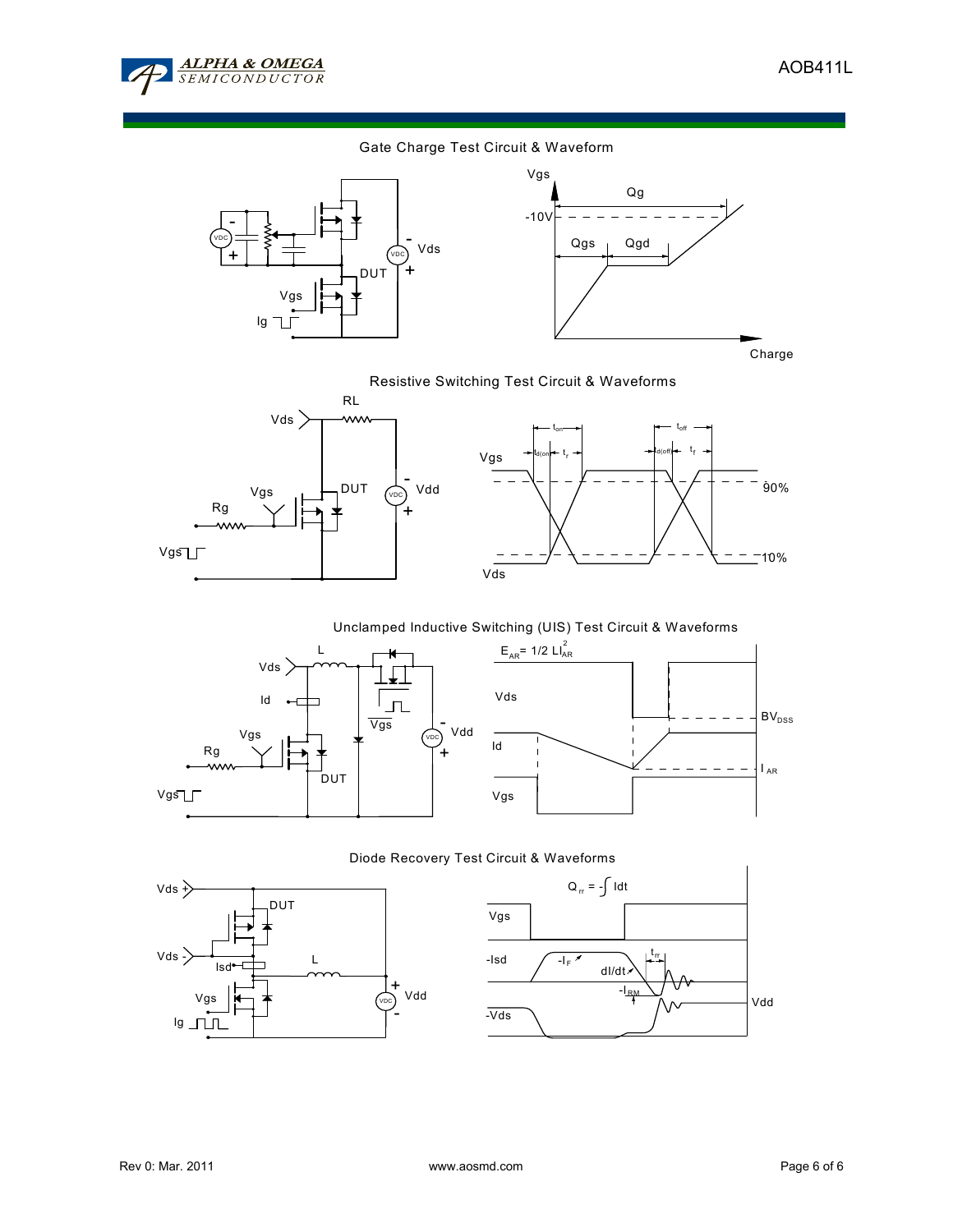## Gate Charge Test Circuit & Waveform

VDC
\-
\+
DUT
Vgs
Ig
VDC
\-
Vds
\+

Vgs
Qg
-10V
Qgs
Qgd
Charge

## Resistive Switching Test Circuit & Waveforms

Vds
RL
Vgs
Rg
DUT
VDC
\-
Vdd
\+
Vgs

$t_{on}$
$t_{d(on)}$
$t_r$
$t_{off}$
$t_{d(off)}$
$t_f$
Vgs
90%
10%
Vds

## Unclamped Inductive Switching (UIS) Test Circuit & Waveforms

Vds
L
Id
Vgs
Rg
DUT
Vgs
VDC
\-
Vdd
\+
Vgs

$E_{AR} = 1/2\, LI_{AR}^2$
Vds
$BV_{DSS}$
Id
$I_{AR}$
Vgs

## Diode Recovery Test Circuit & Waveforms

Vds +
DUT
Vds -
Isd
L
Vgs
Ig
\+
VDC
Vdd
\-

$Q_{rr} = -\int Idt$
Vgs
-Isd
$-I_F$
dI/dt
$t_{rr}$
$-I_{RM}$
-Vds
Vdd

Rev 0: Mar. 2011